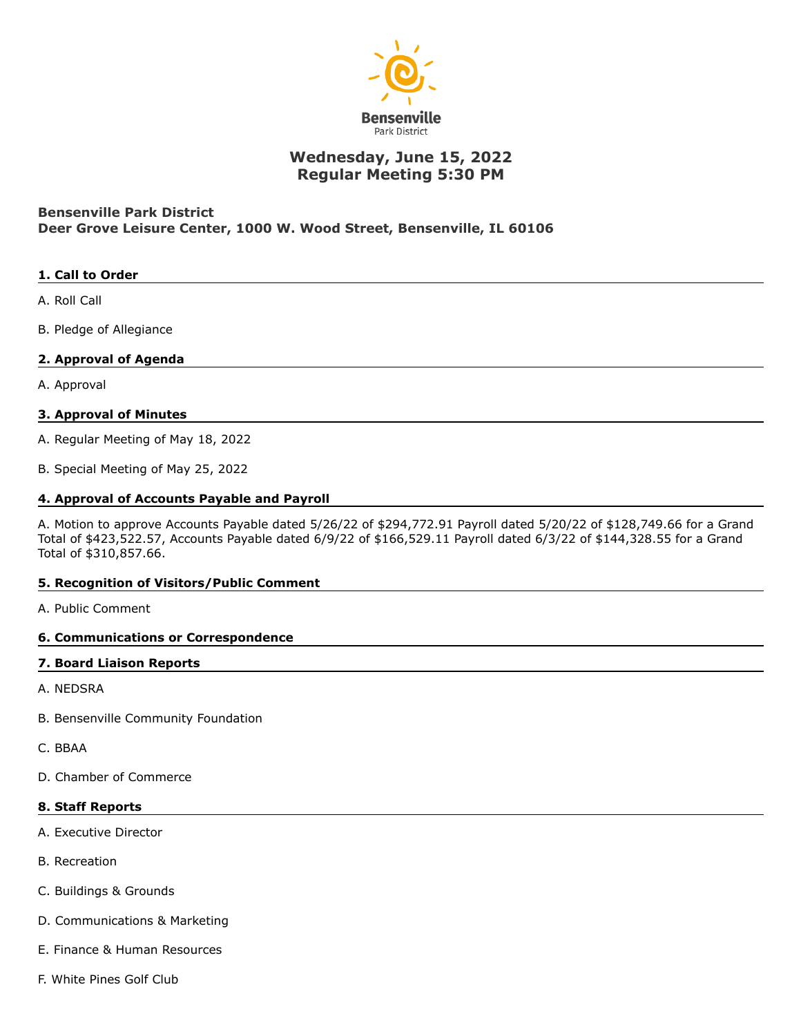Bensenville

Park District

# Wednesday, June 15, 2022
# Regular Meeting 5:30 PM

**Bensenville Park District**
**Deer Grove Leisure Center, 1000 W. Wood Street, Bensenville, IL 60106**

## 1. Call to Order

A. Roll Call

B. Pledge of Allegiance

## 2. Approval of Agenda

A. Approval

## 3. Approval of Minutes

A. Regular Meeting of May 18, 2022

B. Special Meeting of May 25, 2022

## 4. Approval of Accounts Payable and Payroll

A. Motion to approve Accounts Payable dated 5/26/22 of $294,772.91 Payroll dated 5/20/22 of $128,749.66 for a Grand Total of $423,522.57, Accounts Payable dated 6/9/22 of $166,529.11 Payroll dated 6/3/22 of $144,328.55 for a Grand Total of $310,857.66.

## 5. Recognition of Visitors/Public Comment

A. Public Comment

## 6. Communications or Correspondence

## 7. Board Liaison Reports

A. NEDSRA

B. Bensenville Community Foundation

C. BBAA

D. Chamber of Commerce

## 8. Staff Reports

A. Executive Director

B. Recreation

C. Buildings & Grounds

D. Communications & Marketing

E. Finance & Human Resources

F. White Pines Golf Club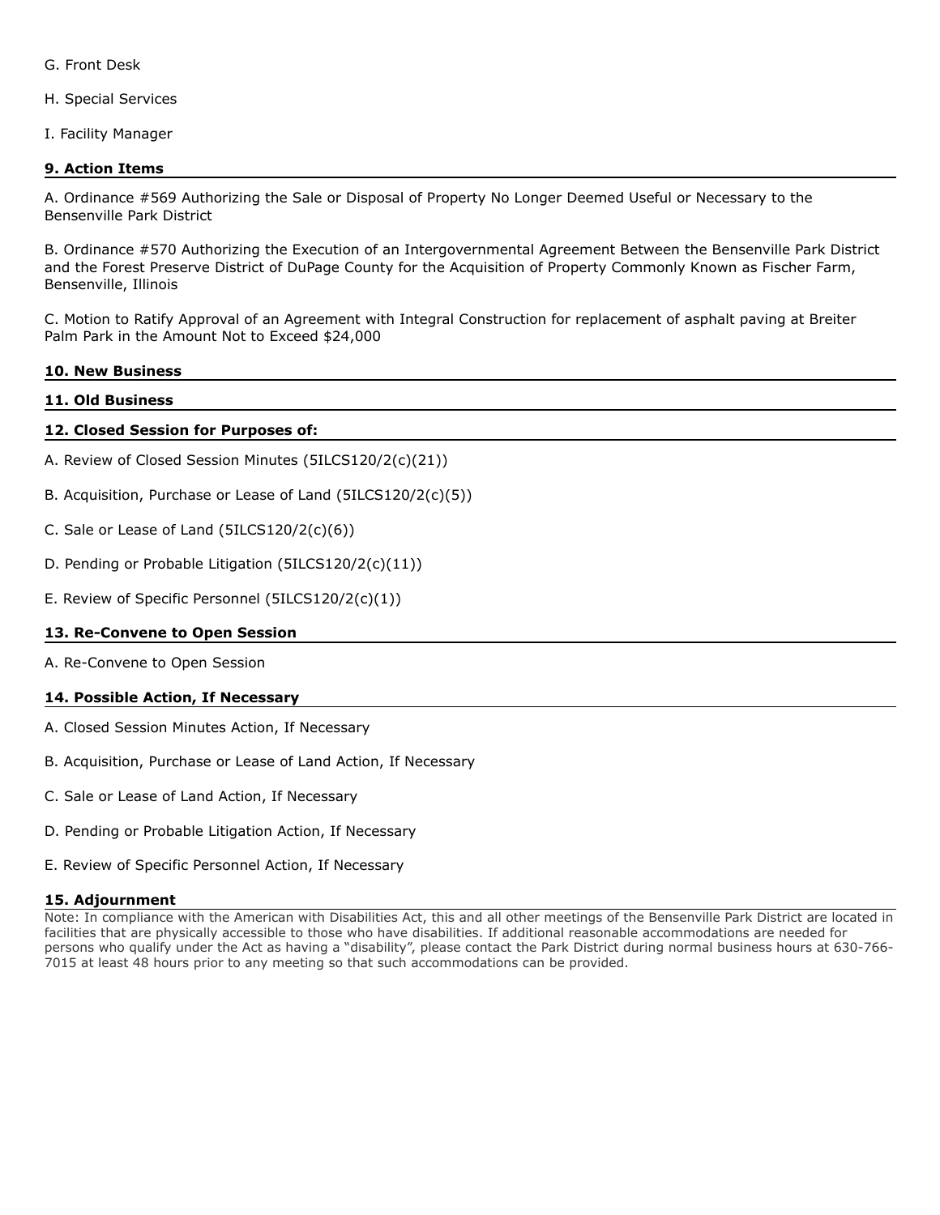G. Front Desk

H. Special Services

I. Facility Manager

**9. Action Items**

A. Ordinance #569 Authorizing the Sale or Disposal of Property No Longer Deemed Useful or Necessary to the Bensenville Park District

B. Ordinance #570 Authorizing the Execution of an Intergovernmental Agreement Between the Bensenville Park District and the Forest Preserve District of DuPage County for the Acquisition of Property Commonly Known as Fischer Farm, Bensenville, Illinois

C. Motion to Ratify Approval of an Agreement with Integral Construction for replacement of asphalt paving at Breiter Palm Park in the Amount Not to Exceed $24,000

**10. New Business**

**11. Old Business**

**12. Closed Session for Purposes of:**

A. Review of Closed Session Minutes (5ILCS120/2(c)(21))

B. Acquisition, Purchase or Lease of Land (5ILCS120/2(c)(5))

C. Sale or Lease of Land (5ILCS120/2(c)(6))

D. Pending or Probable Litigation (5ILCS120/2(c)(11))

E. Review of Specific Personnel (5ILCS120/2(c)(1))

**13. Re-Convene to Open Session**

A. Re-Convene to Open Session

**14. Possible Action, If Necessary**

A. Closed Session Minutes Action, If Necessary

B. Acquisition, Purchase or Lease of Land Action, If Necessary

C. Sale or Lease of Land Action, If Necessary

D. Pending or Probable Litigation Action, If Necessary

E. Review of Specific Personnel Action, If Necessary

**15. Adjournment**

Note: In compliance with the American with Disabilities Act, this and all other meetings of the Bensenville Park District are located in facilities that are physically accessible to those who have disabilities. If additional reasonable accommodations are needed for persons who qualify under the Act as having a "disability", please contact the Park District during normal business hours at 630-766-7015 at least 48 hours prior to any meeting so that such accommodations can be provided.